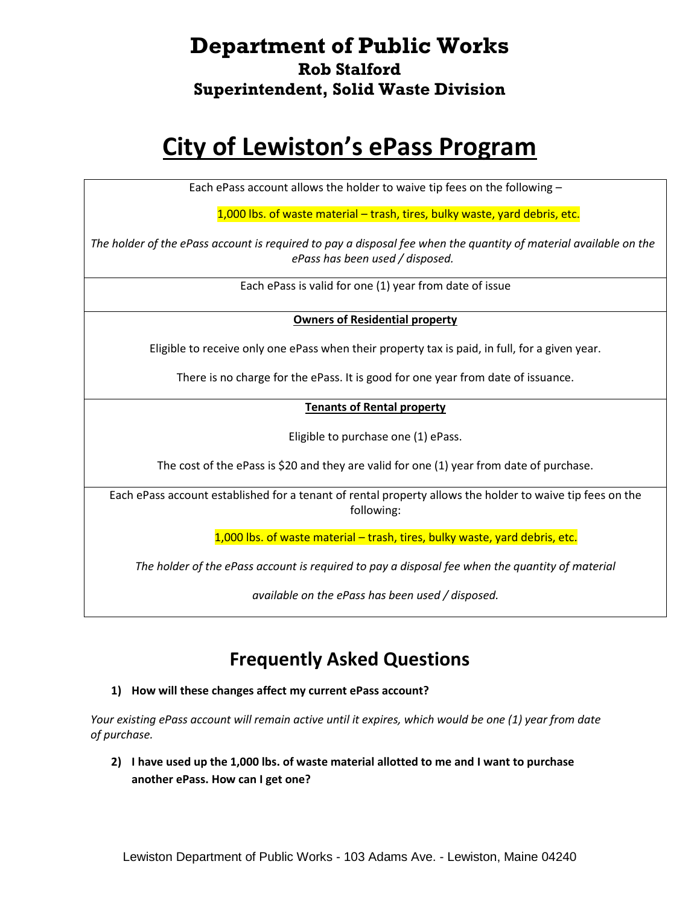# Department of Public Works

**Rob Stalford**

**Superintendent, Solid Waste Division**

# City of Lewiston's ePass Program

Each ePass account allows the holder to waive tip fees on the following –

1,000 lbs. of waste material – trash, tires, bulky waste, yard debris, etc.

*The holder of the ePass account is required to pay a disposal fee when the quantity of material available on the ePass has been used / disposed.*

Each ePass is valid for one (1) year from date of issue

**Owners of Residential property**

Eligible to receive only one ePass when their property tax is paid, in full, for a given year.

There is no charge for the ePass. It is good for one year from date of issuance.

**Tenants of Rental property**

Eligible to purchase one (1) ePass.

The cost of the ePass is $20 and they are valid for one (1) year from date of purchase.

Each ePass account established for a tenant of rental property allows the holder to waive tip fees on the following:

1,000 lbs. of waste material – trash, tires, bulky waste, yard debris, etc.

*The holder of the ePass account is required to pay a disposal fee when the quantity of material available on the ePass has been used / disposed.*

## Frequently Asked Questions

**1) How will these changes affect my current ePass account?**

*Your existing ePass account will remain active until it expires, which would be one (1) year from date of purchase.*

**2) I have used up the 1,000 lbs. of waste material allotted to me and I want to purchase another ePass. How can I get one?**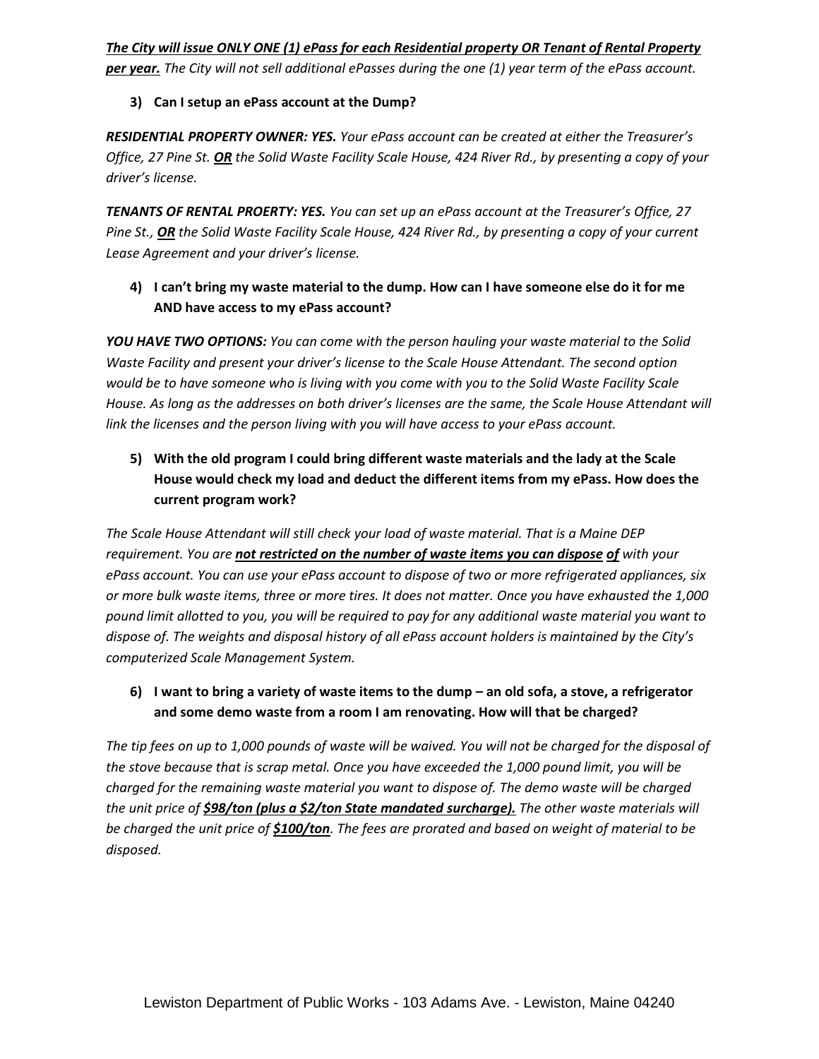***The City will issue ONLY ONE (1) ePass for each Residential property OR Tenant of Rental Property per year.*** *The City will not sell additional ePasses during the one (1) year term of the ePass account.*

**3) Can I setup an ePass account at the Dump?**

***RESIDENTIAL PROPERTY OWNER: YES.*** *Your ePass account can be created at either the Treasurer's Office, 27 Pine St.* ***OR*** *the Solid Waste Facility Scale House, 424 River Rd., by presenting a copy of your driver's license.*

***TENANTS OF RENTAL PROERTY: YES.*** *You can set up an ePass account at the Treasurer's Office, 27 Pine St.,* ***OR*** *the Solid Waste Facility Scale House, 424 River Rd., by presenting a copy of your current Lease Agreement and your driver's license.*

**4) I can't bring my waste material to the dump. How can I have someone else do it for me AND have access to my ePass account?**

***YOU HAVE TWO OPTIONS:*** *You can come with the person hauling your waste material to the Solid Waste Facility and present your driver's license to the Scale House Attendant. The second option would be to have someone who is living with you come with you to the Solid Waste Facility Scale House. As long as the addresses on both driver's licenses are the same, the Scale House Attendant will link the licenses and the person living with you will have access to your ePass account.*

**5) With the old program I could bring different waste materials and the lady at the Scale House would check my load and deduct the different items from my ePass. How does the current program work?**

*The Scale House Attendant will still check your load of waste material. That is a Maine DEP requirement. You are* ***not restricted on the number of waste items you can dispose of*** *with your ePass account. You can use your ePass account to dispose of two or more refrigerated appliances, six or more bulk waste items, three or more tires. It does not matter. Once you have exhausted the 1,000 pound limit allotted to you, you will be required to pay for any additional waste material you want to dispose of. The weights and disposal history of all ePass account holders is maintained by the City's computerized Scale Management System.*

**6) I want to bring a variety of waste items to the dump – an old sofa, a stove, a refrigerator and some demo waste from a room I am renovating. How will that be charged?**

*The tip fees on up to 1,000 pounds of waste will be waived. You will not be charged for the disposal of the stove because that is scrap metal. Once you have exceeded the 1,000 pound limit, you will be charged for the remaining waste material you want to dispose of. The demo waste will be charged the unit price of* ***$98/ton (plus a $2/ton State mandated surcharge).*** *The other waste materials will be charged the unit price of* ***$100/ton****. The fees are prorated and based on weight of material to be disposed.*

Lewiston Department of Public Works - 103 Adams Ave. - Lewiston, Maine 04240